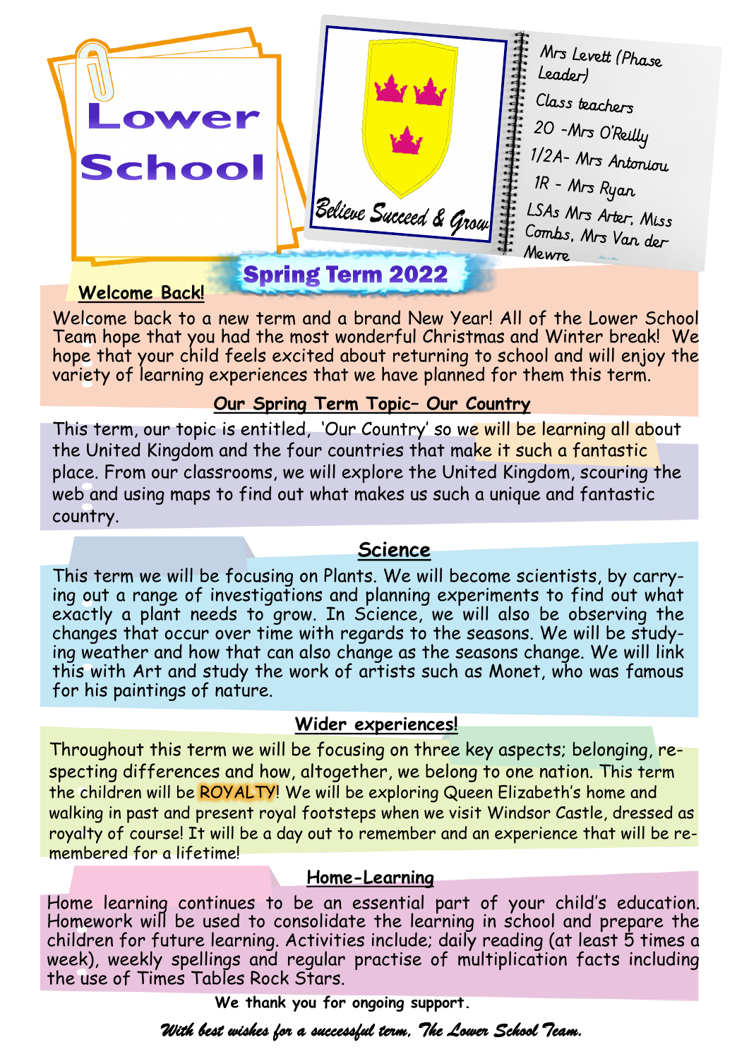# Lower School

Believe Succeed & Grow

Mrs Levett (Phase Leader)

Class teachers

2O -Mrs O'Reilly

1/2A- Mrs Antoniou

1R - Mrs Ryan

LSAs Mrs Arter, Miss Combs, Mrs Van der Mewre

## Spring Term 2022

### Welcome Back!

Welcome back to a new term and a brand New Year! All of the Lower School Team hope that you had the most wonderful Christmas and Winter break! We hope that your child feels excited about returning to school and will enjoy the variety of learning experiences that we have planned for them this term.

### Our Spring Term Topic– Our Country

This term, our topic is entitled, 'Our Country' so we will be learning all about the United Kingdom and the four countries that make it such a fantastic place. From our classrooms, we will explore the United Kingdom, scouring the web and using maps to find out what makes us such a unique and fantastic country.

### Science

This term we will be focusing on Plants. We will become scientists, by carrying out a range of investigations and planning experiments to find out what exactly a plant needs to grow. In Science, we will also be observing the changes that occur over time with regards to the seasons. We will be studying weather and how that can also change as the seasons change. We will link this with Art and study the work of artists such as Monet, who was famous for his paintings of nature.

### Wider experiences!

Throughout this term we will be focusing on three key aspects; belonging, respecting differences and how, altogether, we belong to one nation. This term the children will be ROYALTY! We will be exploring Queen Elizabeth's home and walking in past and present royal footsteps when we visit Windsor Castle, dressed as royalty of course! It will be a day out to remember and an experience that will be remembered for a lifetime!

### Home-Learning

Home learning continues to be an essential part of your child's education. Homework will be used to consolidate the learning in school and prepare the children for future learning. Activities include; daily reading (at least 5 times a week), weekly spellings and regular practise of multiplication facts including the use of Times Tables Rock Stars.

**We thank you for ongoing support.**

*With best wishes for a successful term, The Lower School Team.*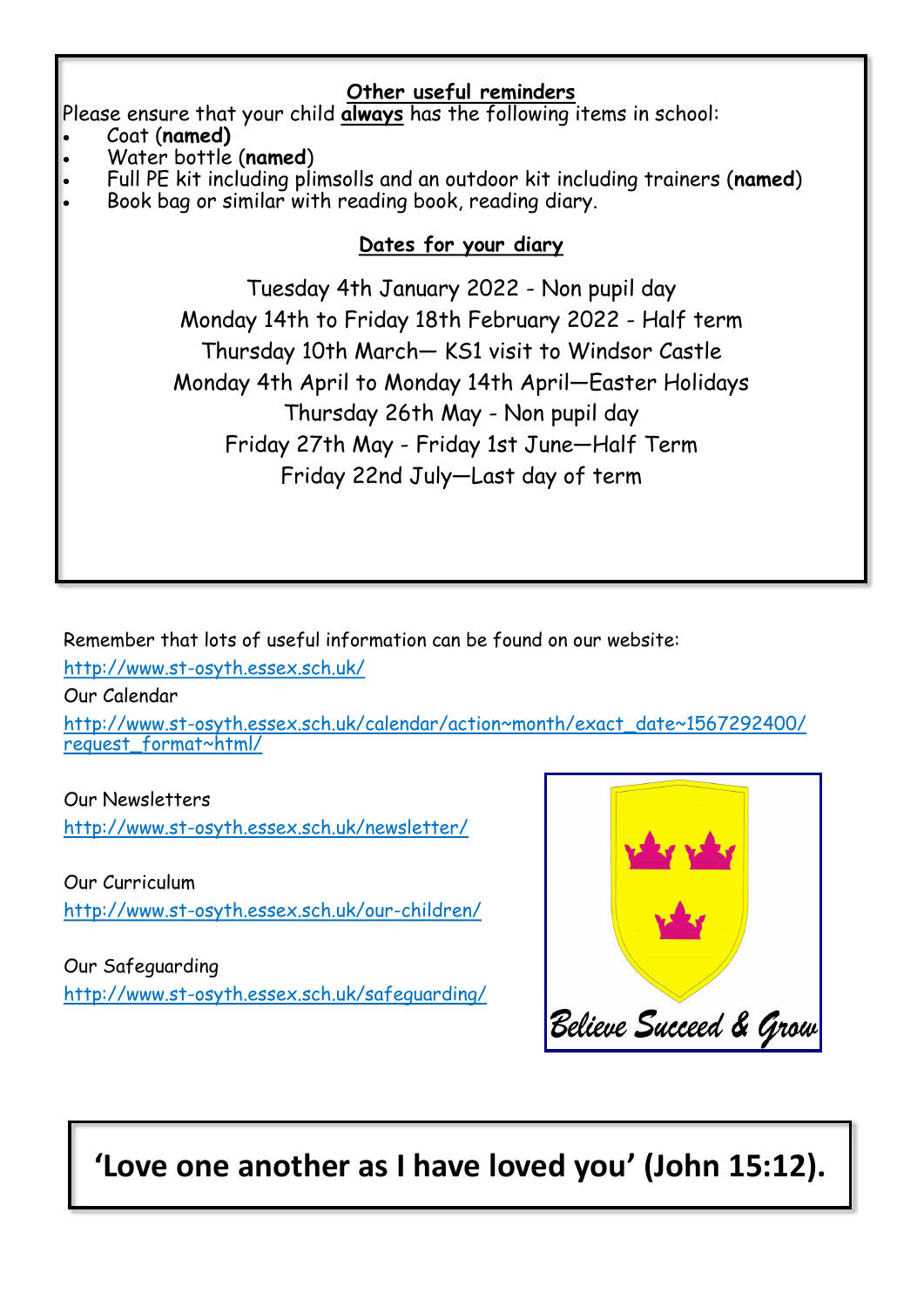**Other useful reminders**

Please ensure that your child **always** has the following items in school:

- Coat (**named)**
- Water bottle (**named**)
- Full PE kit including plimsolls and an outdoor kit including trainers (**named**)
- Book bag or similar with reading book, reading diary.

**Dates for your diary**

Tuesday 4th January 2022 - Non pupil day
Monday 14th to Friday 18th February 2022 - Half term
Thursday 10th March— KS1 visit to Windsor Castle
Monday 4th April to Monday 14th April—Easter Holidays
Thursday 26th May - Non pupil day
Friday 27th May - Friday 1st June—Half Term
Friday 22nd July—Last day of term

Remember that lots of useful information can be found on our website:

http://www.st-osyth.essex.sch.uk/

Our Calendar

http://www.st-osyth.essex.sch.uk/calendar/action~month/exact_date~1567292400/request_format~html/

Our Newsletters

http://www.st-osyth.essex.sch.uk/newsletter/

Our Curriculum

http://www.st-osyth.essex.sch.uk/our-children/

Our Safeguarding

http://www.st-osyth.essex.sch.uk/safeguarding/

*Believe Succeed & Grow*

**'Love one another as I have loved you' (John 15:12).**